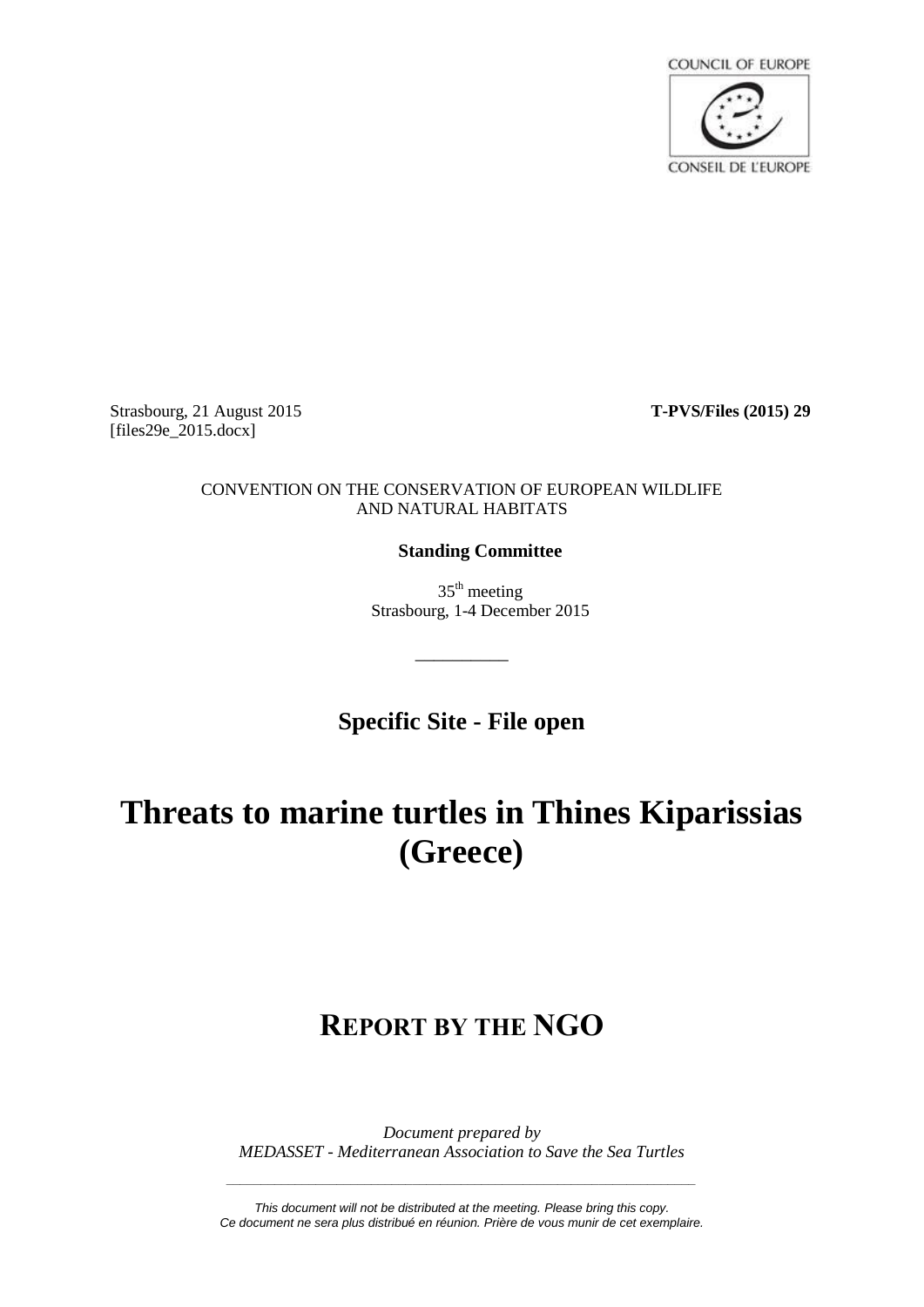COUNCIL OF EUROPE

CONSEIL DE L'EUROPE

Strasbourg, 21 August 2015
[files29e_2015.docx]

**T-PVS/Files (2015) 29**

CONVENTION ON THE CONSERVATION OF EUROPEAN WILDLIFE AND NATURAL HABITATS

**Standing Committee**

35th meeting
Strasbourg, 1-4 December 2015

__________

**Specific Site - File open**

# Threats to marine turtles in Thines Kiparissias (Greece)

## REPORT BY THE NGO

*Document prepared by*
*MEDASSET - Mediterranean Association to Save the Sea Turtles*

*This document will not be distributed at the meeting. Please bring this copy.*
*Ce document ne sera plus distribué en réunion. Prière de vous munir de cet exemplaire.*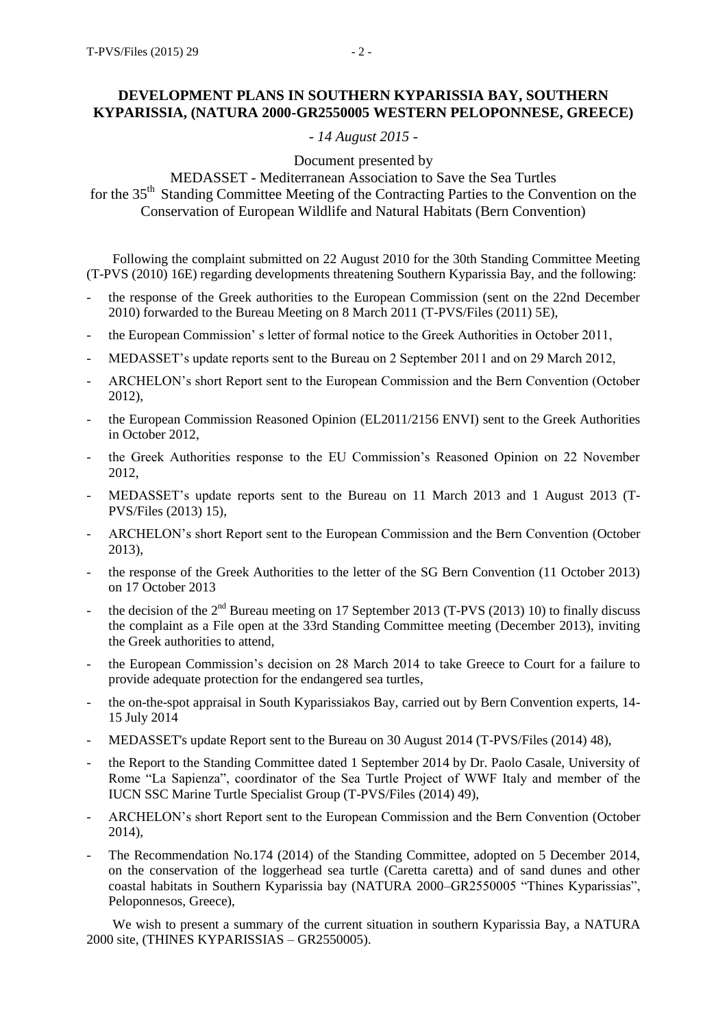## DEVELOPMENT PLANS IN SOUTHERN KYPARISSIA BAY, SOUTHERN KYPARISSIA, (NATURA 2000-GR2550005 WESTERN PELOPONNESE, GREECE)

*- 14 August 2015 -*

Document presented by

MEDASSET - Mediterranean Association to Save the Sea Turtles

for the 35th Standing Committee Meeting of the Contracting Parties to the Convention on the Conservation of European Wildlife and Natural Habitats (Bern Convention)

Following the complaint submitted on 22 August 2010 for the 30th Standing Committee Meeting (T-PVS (2010) 16E) regarding developments threatening Southern Kyparissia Bay, and the following:

- the response of the Greek authorities to the European Commission (sent on the 22nd December 2010) forwarded to the Bureau Meeting on 8 March 2011 (T-PVS/Files (2011) 5E),
- the European Commission' s letter of formal notice to the Greek Authorities in October 2011,
- MEDASSET's update reports sent to the Bureau on 2 September 2011 and on 29 March 2012,
- ARCHELON's short Report sent to the European Commission and the Bern Convention (October 2012),
- the European Commission Reasoned Opinion (EL2011/2156 ENVI) sent to the Greek Authorities in October 2012,
- the Greek Authorities response to the EU Commission's Reasoned Opinion on 22 November 2012,
- MEDASSET's update reports sent to the Bureau on 11 March 2013 and 1 August 2013 (T-PVS/Files (2013) 15),
- ARCHELON's short Report sent to the European Commission and the Bern Convention (October 2013),
- the response of the Greek Authorities to the letter of the SG Bern Convention (11 October 2013) on 17 October 2013
- the decision of the 2nd Bureau meeting on 17 September 2013 (T-PVS (2013) 10) to finally discuss the complaint as a File open at the 33rd Standing Committee meeting (December 2013), inviting the Greek authorities to attend,
- the European Commission's decision on 28 March 2014 to take Greece to Court for a failure to provide adequate protection for the endangered sea turtles,
- the on-the-spot appraisal in South Kyparissiakos Bay, carried out by Bern Convention experts, 14-15 July 2014
- MEDASSET's update Report sent to the Bureau on 30 August 2014 (T-PVS/Files (2014) 48),
- the Report to the Standing Committee dated 1 September 2014 by Dr. Paolo Casale, University of Rome "La Sapienza", coordinator of the Sea Turtle Project of WWF Italy and member of the IUCN SSC Marine Turtle Specialist Group (T-PVS/Files (2014) 49),
- ARCHELON's short Report sent to the European Commission and the Bern Convention (October 2014),
- The Recommendation No.174 (2014) of the Standing Committee, adopted on 5 December 2014, on the conservation of the loggerhead sea turtle (Caretta caretta) and of sand dunes and other coastal habitats in Southern Kyparissia bay (NATURA 2000–GR2550005 "Thines Kyparissias", Peloponnesos, Greece),

We wish to present a summary of the current situation in southern Kyparissia Bay, a NATURA 2000 site, (THINES KYPARISSIAS – GR2550005).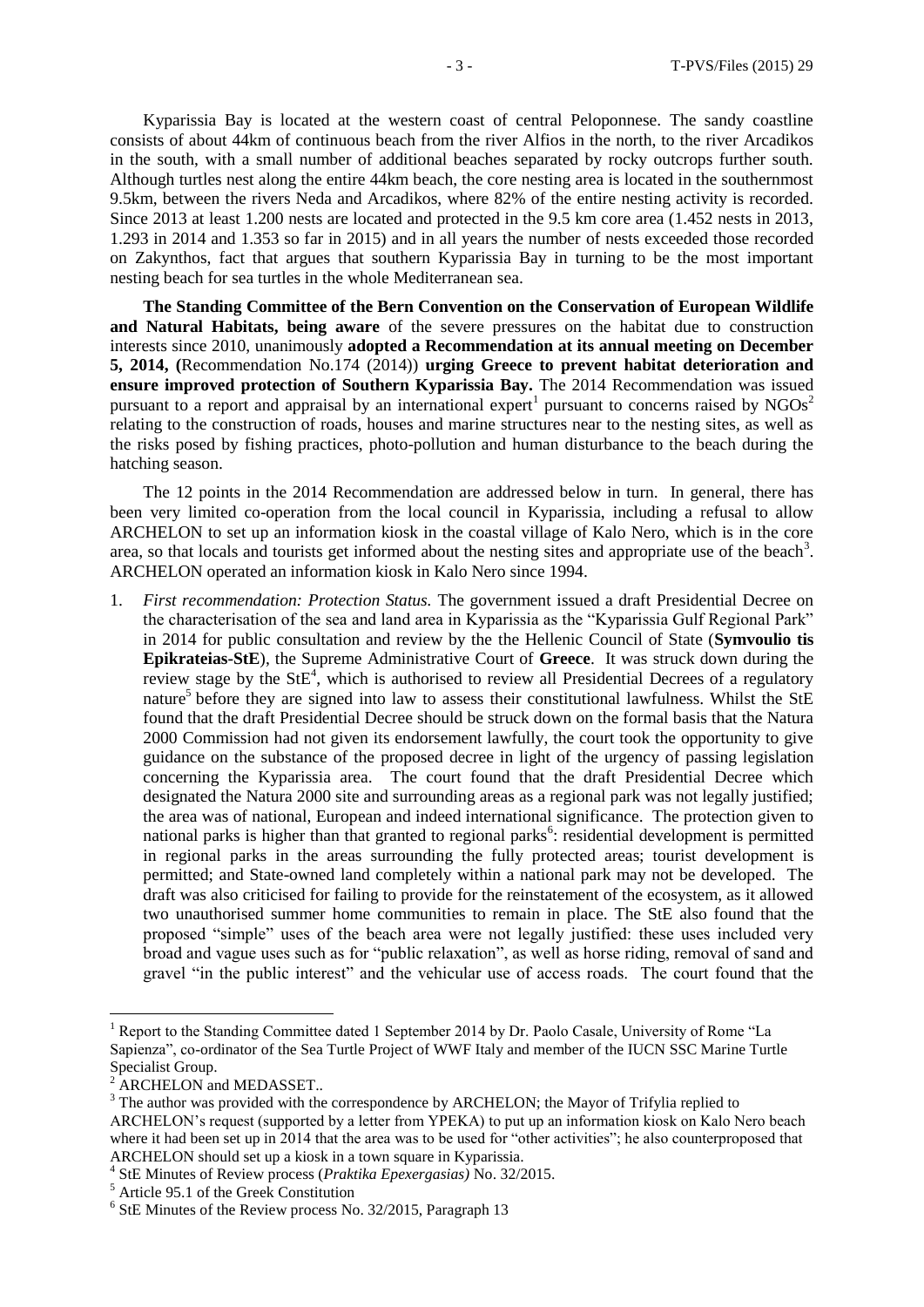Kyparissia Bay is located at the western coast of central Peloponnese. The sandy coastline consists of about 44km of continuous beach from the river Alfios in the north, to the river Arcadikos in the south, with a small number of additional beaches separated by rocky outcrops further south. Although turtles nest along the entire 44km beach, the core nesting area is located in the southernmost 9.5km, between the rivers Neda and Arcadikos, where 82% of the entire nesting activity is recorded. Since 2013 at least 1.200 nests are located and protected in the 9.5 km core area (1.452 nests in 2013, 1.293 in 2014 and 1.353 so far in 2015) and in all years the number of nests exceeded those recorded on Zakynthos, fact that argues that southern Kyparissia Bay in turning to be the most important nesting beach for sea turtles in the whole Mediterranean sea.

**The Standing Committee of the Bern Convention on the Conservation of European Wildlife and Natural Habitats, being aware** of the severe pressures on the habitat due to construction interests since 2010, unanimously **adopted a Recommendation at its annual meeting on December 5, 2014, (**Recommendation No.174 (2014)) **urging Greece to prevent habitat deterioration and ensure improved protection of Southern Kyparissia Bay.** The 2014 Recommendation was issued pursuant to a report and appraisal by an international expert[1] pursuant to concerns raised by NGOs[2] relating to the construction of roads, houses and marine structures near to the nesting sites, as well as the risks posed by fishing practices, photo-pollution and human disturbance to the beach during the hatching season.

The 12 points in the 2014 Recommendation are addressed below in turn. In general, there has been very limited co-operation from the local council in Kyparissia, including a refusal to allow ARCHELON to set up an information kiosk in the coastal village of Kalo Nero, which is in the core area, so that locals and tourists get informed about the nesting sites and appropriate use of the beach[3]. ARCHELON operated an information kiosk in Kalo Nero since 1994.

1. *First recommendation: Protection Status.* The government issued a draft Presidential Decree on the characterisation of the sea and land area in Kyparissia as the "Kyparissia Gulf Regional Park" in 2014 for public consultation and review by the the Hellenic Council of State (**Symvoulio tis Epikrateias-StE**), the Supreme Administrative Court of **Greece**. It was struck down during the review stage by the StE[4], which is authorised to review all Presidential Decrees of a regulatory nature[5] before they are signed into law to assess their constitutional lawfulness. Whilst the StE found that the draft Presidential Decree should be struck down on the formal basis that the Natura 2000 Commission had not given its endorsement lawfully, the court took the opportunity to give guidance on the substance of the proposed decree in light of the urgency of passing legislation concerning the Kyparissia area. The court found that the draft Presidential Decree which designated the Natura 2000 site and surrounding areas as a regional park was not legally justified; the area was of national, European and indeed international significance. The protection given to national parks is higher than that granted to regional parks[6]: residential development is permitted in regional parks in the areas surrounding the fully protected areas; tourist development is permitted; and State-owned land completely within a national park may not be developed. The draft was also criticised for failing to provide for the reinstatement of the ecosystem, as it allowed two unauthorised summer home communities to remain in place. The StE also found that the proposed "simple" uses of the beach area were not legally justified: these uses included very broad and vague uses such as for "public relaxation", as well as horse riding, removal of sand and gravel "in the public interest" and the vehicular use of access roads. The court found that the

---

[1] Report to the Standing Committee dated 1 September 2014 by Dr. Paolo Casale, University of Rome "La Sapienza", co-ordinator of the Sea Turtle Project of WWF Italy and member of the IUCN SSC Marine Turtle Specialist Group.

[2] ARCHELON and MEDASSET..

[3] The author was provided with the correspondence by ARCHELON; the Mayor of Trifylia replied to ARCHELON's request (supported by a letter from YPEKA) to put up an information kiosk on Kalo Nero beach where it had been set up in 2014 that the area was to be used for "other activities"; he also counterproposed that ARCHELON should set up a kiosk in a town square in Kyparissia.

[4] StE Minutes of Review process (*Praktika Epexergasias)* No. 32/2015.

[5] Article 95.1 of the Greek Constitution

[6] StE Minutes of the Review process No. 32/2015, Paragraph 13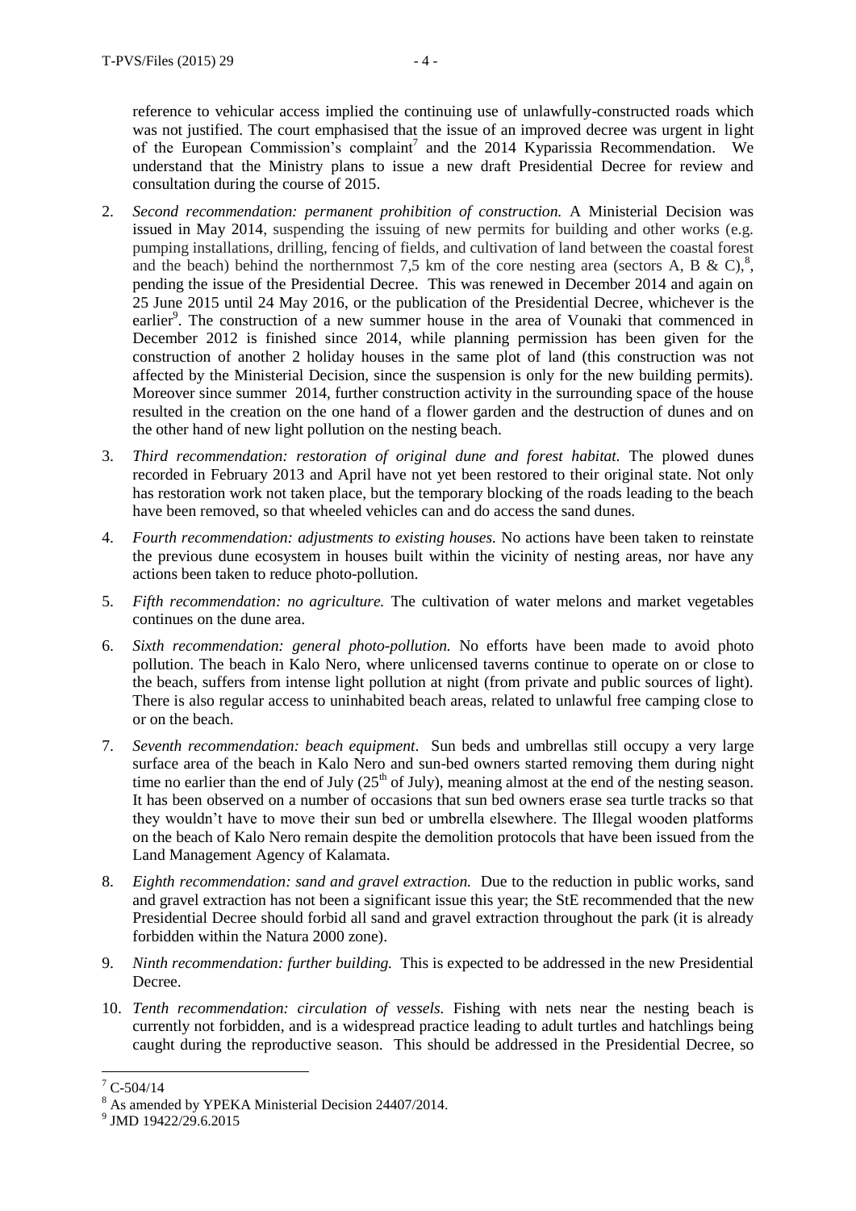reference to vehicular access implied the continuing use of unlawfully-constructed roads which was not justified. The court emphasised that the issue of an improved decree was urgent in light of the European Commission's complaint[7] and the 2014 Kyparissia Recommendation. We understand that the Ministry plans to issue a new draft Presidential Decree for review and consultation during the course of 2015.

2. *Second recommendation: permanent prohibition of construction.* A Ministerial Decision was issued in May 2014, suspending the issuing of new permits for building and other works (e.g. pumping installations, drilling, fencing of fields, and cultivation of land between the coastal forest and the beach) behind the northernmost 7,5 km of the core nesting area (sectors A, B & C),[8], pending the issue of the Presidential Decree. This was renewed in December 2014 and again on 25 June 2015 until 24 May 2016, or the publication of the Presidential Decree, whichever is the earlier[9]. The construction of a new summer house in the area of Vounaki that commenced in December 2012 is finished since 2014, while planning permission has been given for the construction of another 2 holiday houses in the same plot of land (this construction was not affected by the Ministerial Decision, since the suspension is only for the new building permits). Moreover since summer 2014, further construction activity in the surrounding space of the house resulted in the creation on the one hand of a flower garden and the destruction of dunes and on the other hand of new light pollution on the nesting beach.

3. *Third recommendation: restoration of original dune and forest habitat.* The plowed dunes recorded in February 2013 and April have not yet been restored to their original state. Not only has restoration work not taken place, but the temporary blocking of the roads leading to the beach have been removed, so that wheeled vehicles can and do access the sand dunes.

4. *Fourth recommendation: adjustments to existing houses.* No actions have been taken to reinstate the previous dune ecosystem in houses built within the vicinity of nesting areas, nor have any actions been taken to reduce photo-pollution.

5. *Fifth recommendation: no agriculture.* The cultivation of water melons and market vegetables continues on the dune area.

6. *Sixth recommendation: general photo-pollution.* No efforts have been made to avoid photo pollution. The beach in Kalo Nero, where unlicensed taverns continue to operate on or close to the beach, suffers from intense light pollution at night (from private and public sources of light). There is also regular access to uninhabited beach areas, related to unlawful free camping close to or on the beach.

7. *Seventh recommendation: beach equipment.* Sun beds and umbrellas still occupy a very large surface area of the beach in Kalo Nero and sun-bed owners started removing them during night time no earlier than the end of July (25th of July), meaning almost at the end of the nesting season. It has been observed on a number of occasions that sun bed owners erase sea turtle tracks so that they wouldn't have to move their sun bed or umbrella elsewhere. The Illegal wooden platforms on the beach of Kalo Nero remain despite the demolition protocols that have been issued from the Land Management Agency of Kalamata.

8. *Eighth recommendation: sand and gravel extraction.* Due to the reduction in public works, sand and gravel extraction has not been a significant issue this year; the StE recommended that the new Presidential Decree should forbid all sand and gravel extraction throughout the park (it is already forbidden within the Natura 2000 zone).

9. *Ninth recommendation: further building.* This is expected to be addressed in the new Presidential Decree.

10. *Tenth recommendation: circulation of vessels.* Fishing with nets near the nesting beach is currently not forbidden, and is a widespread practice leading to adult turtles and hatchlings being caught during the reproductive season. This should be addressed in the Presidential Decree, so

---

[7] C-504/14

[8] As amended by YPEKA Ministerial Decision 24407/2014.

[9] JMD 19422/29.6.2015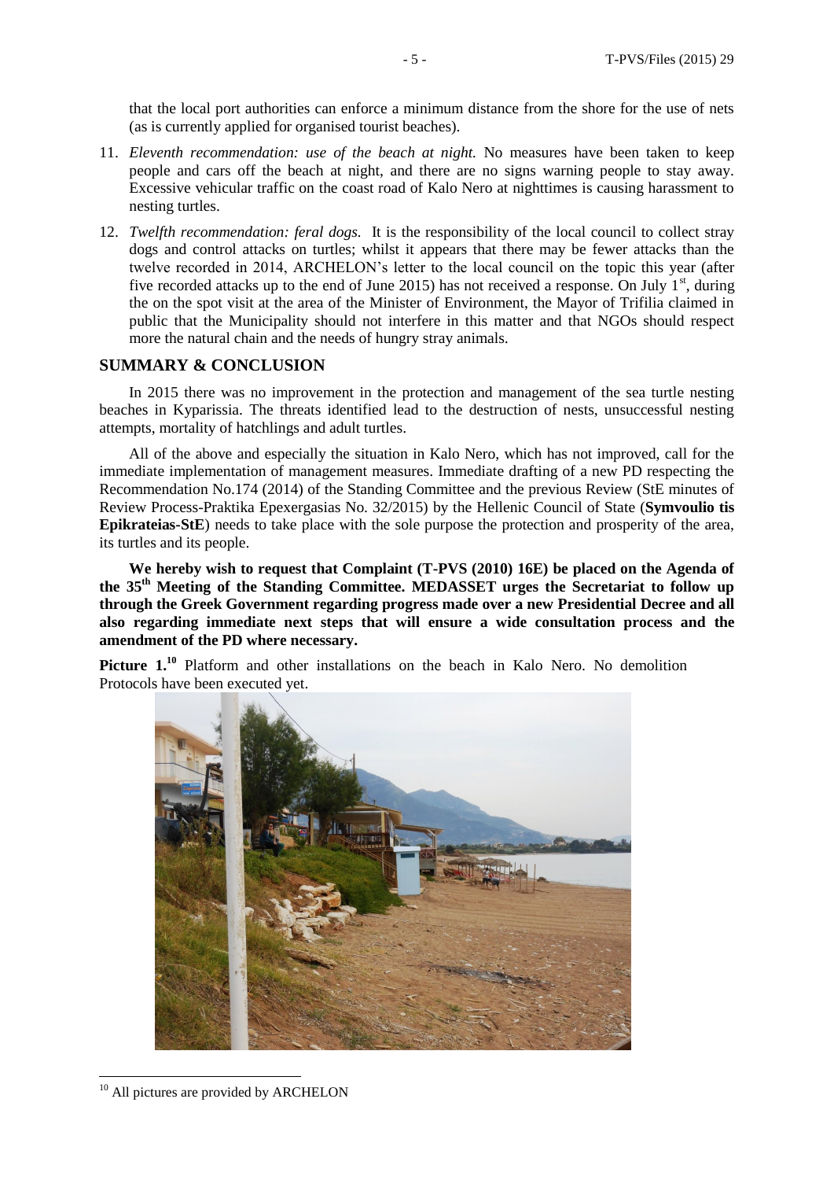that the local port authorities can enforce a minimum distance from the shore for the use of nets (as is currently applied for organised tourist beaches).

11. *Eleventh recommendation: use of the beach at night.* No measures have been taken to keep people and cars off the beach at night, and there are no signs warning people to stay away. Excessive vehicular traffic on the coast road of Kalo Nero at nighttimes is causing harassment to nesting turtles.
12. *Twelfth recommendation: feral dogs.* It is the responsibility of the local council to collect stray dogs and control attacks on turtles; whilst it appears that there may be fewer attacks than the twelve recorded in 2014, ARCHELON's letter to the local council on the topic this year (after five recorded attacks up to the end of June 2015) has not received a response. On July 1st, during the on the spot visit at the area of the Minister of Environment, the Mayor of Trifilia claimed in public that the Municipality should not interfere in this matter and that NGOs should respect more the natural chain and the needs of hungry stray animals.

## SUMMARY & CONCLUSION

In 2015 there was no improvement in the protection and management of the sea turtle nesting beaches in Kyparissia. The threats identified lead to the destruction of nests, unsuccessful nesting attempts, mortality of hatchlings and adult turtles.

All of the above and especially the situation in Kalo Nero, which has not improved, call for the immediate implementation of management measures. Immediate drafting of a new PD respecting the Recommendation No.174 (2014) of the Standing Committee and the previous Review (StE minutes of Review Process-Praktika Epexergasias No. 32/2015) by the Hellenic Council of State (**Symvoulio tis Epikrateias-StE**) needs to take place with the sole purpose the protection and prosperity of the area, its turtles and its people.

**We hereby wish to request that Complaint (T-PVS (2010) 16E) be placed on the Agenda of the 35th Meeting of the Standing Committee. MEDASSET urges the Secretariat to follow up through the Greek Government regarding progress made over a new Presidential Decree and all also regarding immediate next steps that will ensure a wide consultation process and the amendment of the PD where necessary.**

**Picture 1.**[10] Platform and other installations on the beach in Kalo Nero. No demolition Protocols have been executed yet.

[10] All pictures are provided by ARCHELON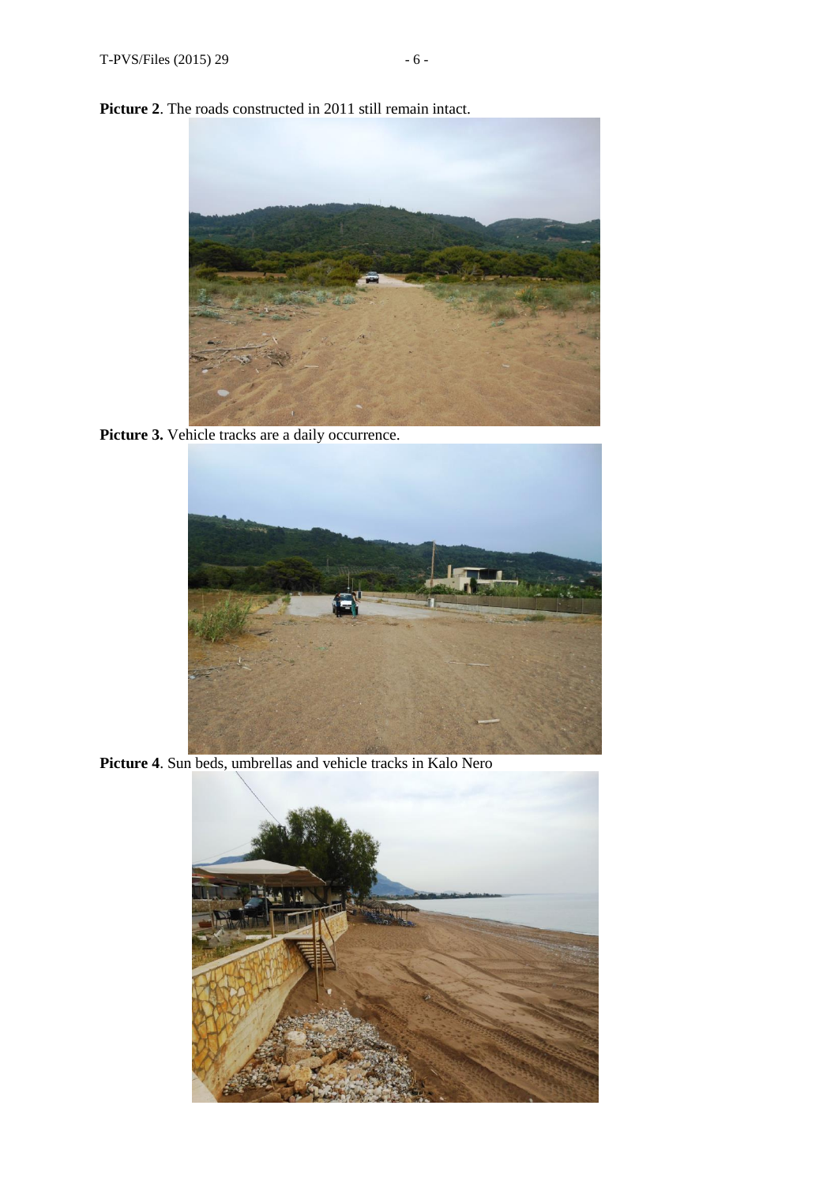**Picture 2**. The roads constructed in 2011 still remain intact.

**Picture 3.** Vehicle tracks are a daily occurrence.

**Picture 4**. Sun beds, umbrellas and vehicle tracks in Kalo Nero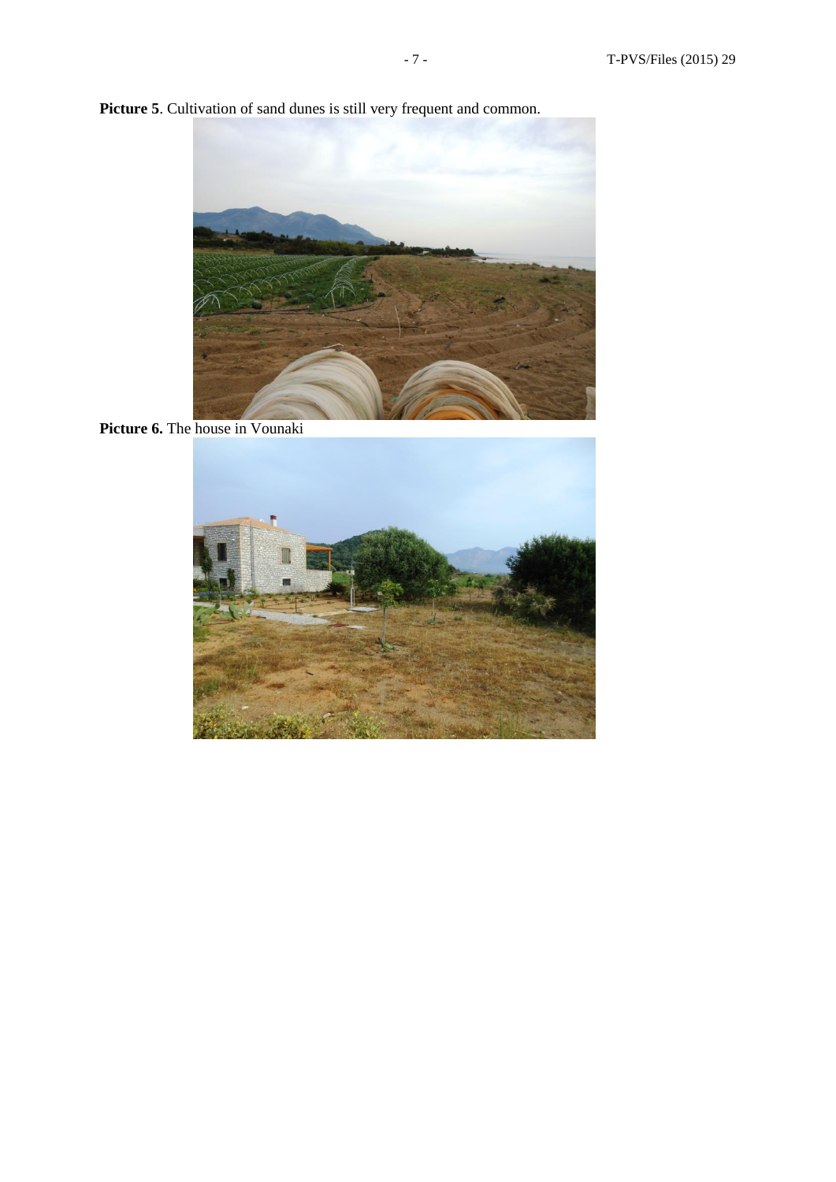**Picture 5**. Cultivation of sand dunes is still very frequent and common.

**Picture 6.** The house in Vounaki